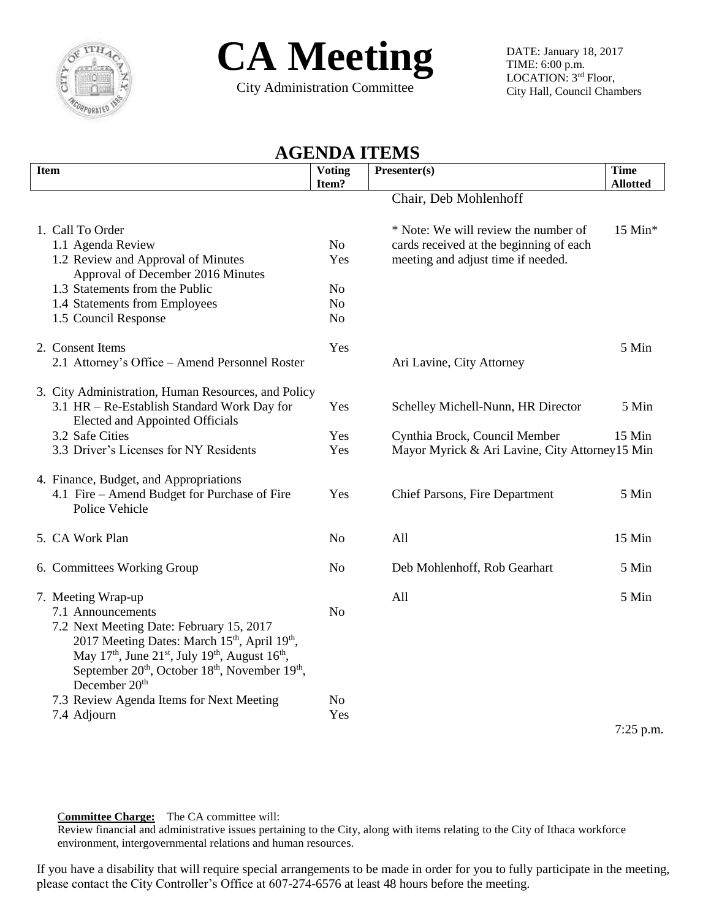# CA Meeting

City Administration Committee

DATE: January 18, 2017
TIME: 6:00 p.m.
LOCATION: 3rd Floor, City Hall, Council Chambers

## AGENDA ITEMS

| Item | Voting Item? | Presenter(s) | Time Allotted |
|---|---|---|---|
| | | Chair, Deb Mohlenhoff | |
| 1. Call To Order | | * Note: We will review the number of cards received at the beginning of each meeting and adjust time if needed. | 15 Min* |
| 1.1 Agenda Review | No | | |
| 1.2 Review and Approval of Minutes Approval of December 2016 Minutes | Yes | | |
| 1.3 Statements from the Public | No | | |
| 1.4 Statements from Employees | No | | |
| 1.5 Council Response | No | | |
| 2. Consent Items | Yes | | 5 Min |
| 2.1 Attorney's Office – Amend Personnel Roster | | Ari Lavine, City Attorney | |
| 3. City Administration, Human Resources, and Policy | | | |
| 3.1 HR – Re-Establish Standard Work Day for Elected and Appointed Officials | Yes | Schelley Michell-Nunn, HR Director | 5 Min |
| 3.2 Safe Cities | Yes | Cynthia Brock, Council Member | 15 Min |
| 3.3 Driver's Licenses for NY Residents | Yes | Mayor Myrick & Ari Lavine, City Attorney | 15 Min |
| 4. Finance, Budget, and Appropriations | | | |
| 4.1 Fire – Amend Budget for Purchase of Fire Police Vehicle | Yes | Chief Parsons, Fire Department | 5 Min |
| 5. CA Work Plan | No | All | 15 Min |
| 6. Committees Working Group | No | Deb Mohlenhoff, Rob Gearhart | 5 Min |
| 7. Meeting Wrap-up | | All | 5 Min |
| 7.1 Announcements | No | | |
| 7.2 Next Meeting Date: February 15, 2017 2017 Meeting Dates: March 15th, April 19th, May 17th, June 21st, July 19th, August 16th, September 20th, October 18th, November 19th, December 20th | | | |
| 7.3 Review Agenda Items for Next Meeting | No | | |
| 7.4 Adjourn | Yes | | |
| | | | 7:25 p.m. |

**Committee Charge:** The CA committee will:
Review financial and administrative issues pertaining to the City, along with items relating to the City of Ithaca workforce environment, intergovernmental relations and human resources.

If you have a disability that will require special arrangements to be made in order for you to fully participate in the meeting, please contact the City Controller's Office at 607-274-6576 at least 48 hours before the meeting.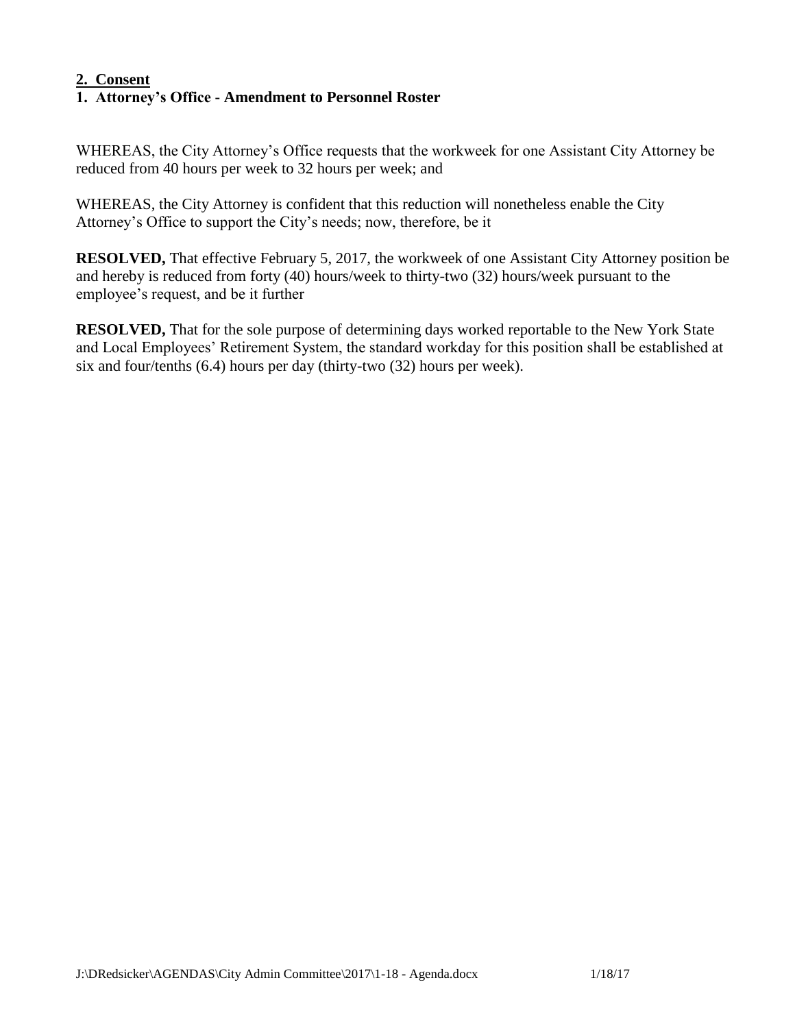## 2. Consent

### 1. Attorney's Office - Amendment to Personnel Roster

WHEREAS, the City Attorney's Office requests that the workweek for one Assistant City Attorney be reduced from 40 hours per week to 32 hours per week; and

WHEREAS, the City Attorney is confident that this reduction will nonetheless enable the City Attorney's Office to support the City's needs; now, therefore, be it

**RESOLVED,** That effective February 5, 2017, the workweek of one Assistant City Attorney position be and hereby is reduced from forty (40) hours/week to thirty-two (32) hours/week pursuant to the employee's request, and be it further

**RESOLVED,** That for the sole purpose of determining days worked reportable to the New York State and Local Employees' Retirement System, the standard workday for this position shall be established at six and four/tenths (6.4) hours per day (thirty-two (32) hours per week).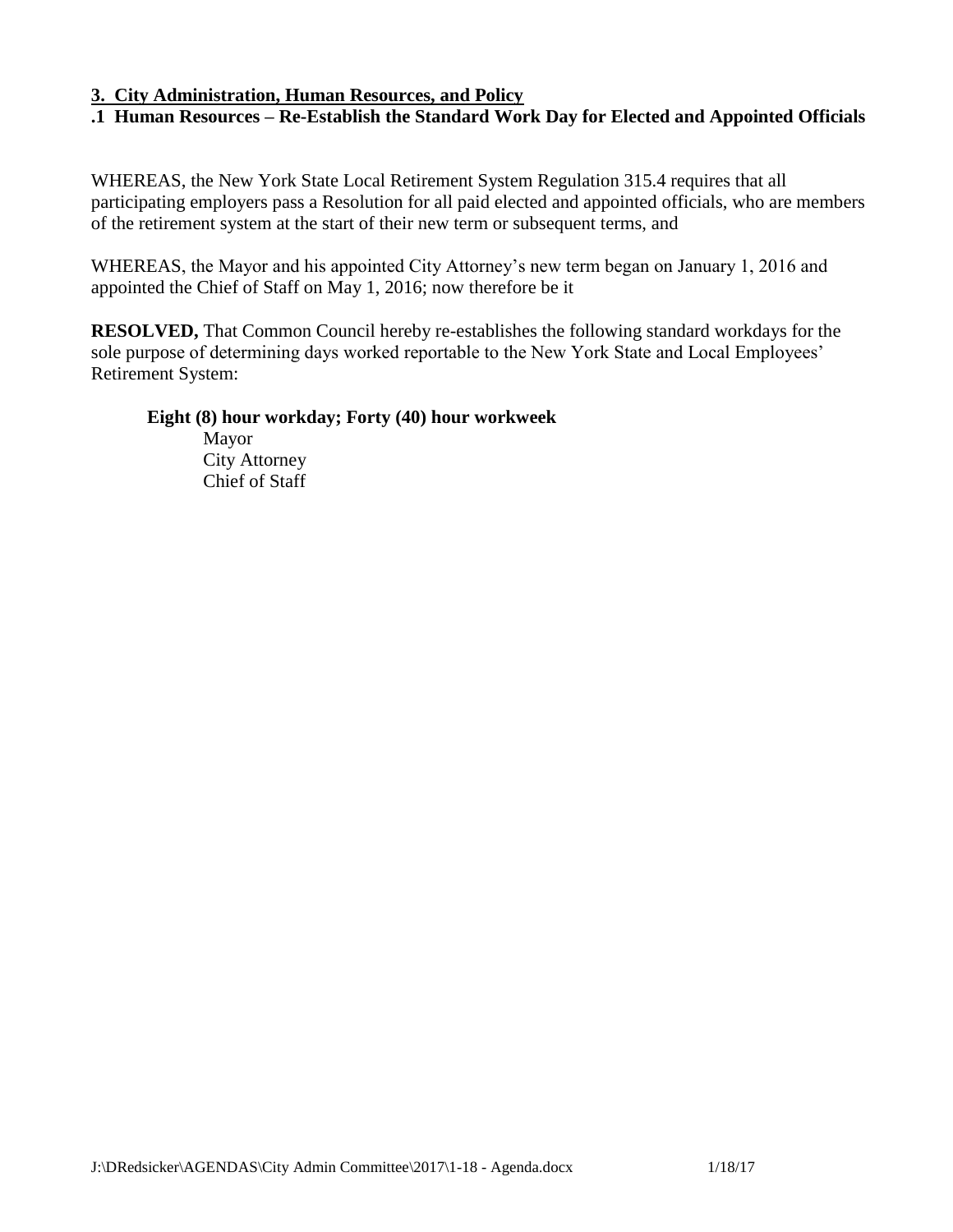**3. City Administration, Human Resources, and Policy**

**.1 Human Resources – Re-Establish the Standard Work Day for Elected and Appointed Officials**

WHEREAS, the New York State Local Retirement System Regulation 315.4 requires that all participating employers pass a Resolution for all paid elected and appointed officials, who are members of the retirement system at the start of their new term or subsequent terms, and

WHEREAS, the Mayor and his appointed City Attorney's new term began on January 1, 2016 and appointed the Chief of Staff on May 1, 2016; now therefore be it

**RESOLVED,** That Common Council hereby re-establishes the following standard workdays for the sole purpose of determining days worked reportable to the New York State and Local Employees' Retirement System:

**Eight (8) hour workday; Forty (40) hour workweek**

Mayor
City Attorney
Chief of Staff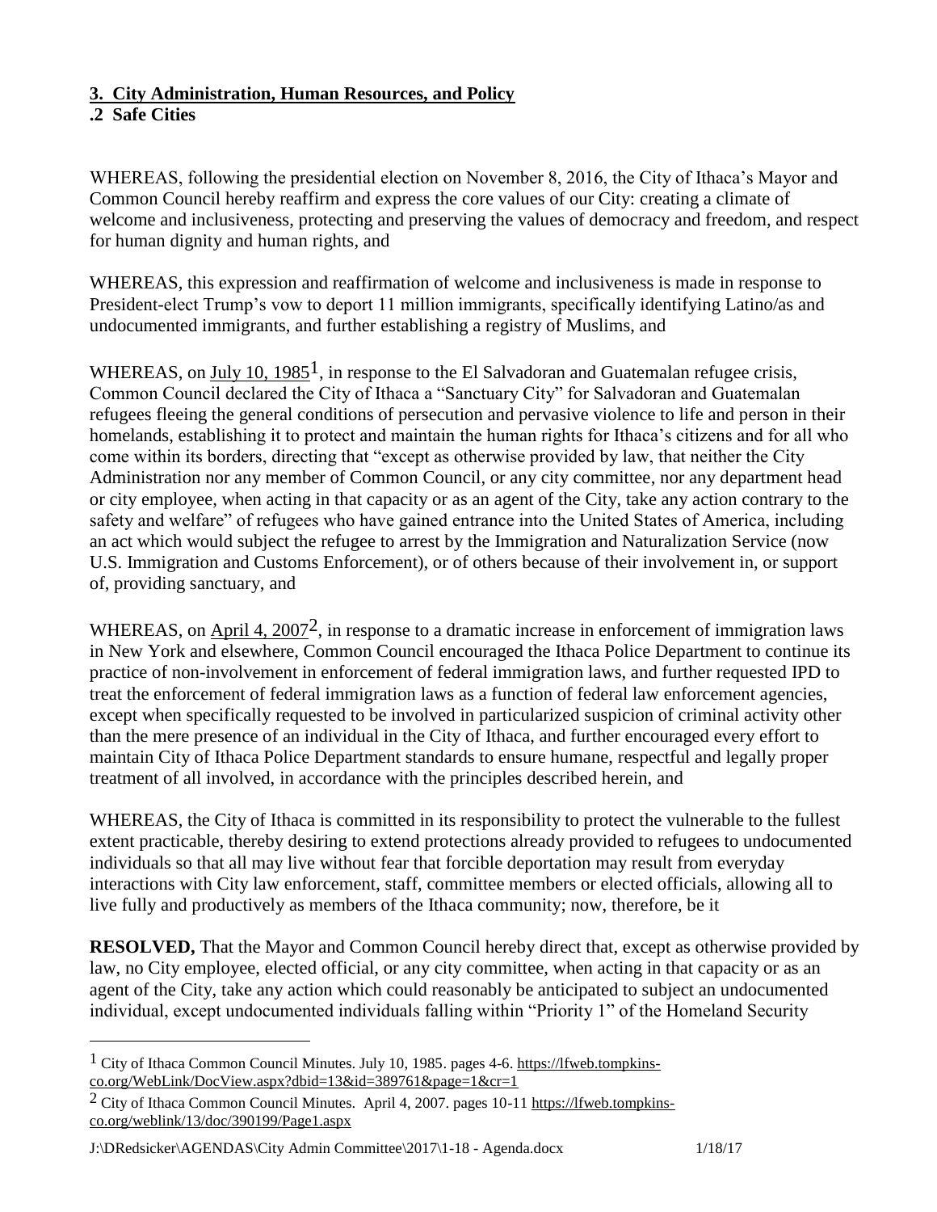**3. City Administration, Human Resources, and Policy**

**.2 Safe Cities**

WHEREAS, following the presidential election on November 8, 2016, the City of Ithaca's Mayor and Common Council hereby reaffirm and express the core values of our City: creating a climate of welcome and inclusiveness, protecting and preserving the values of democracy and freedom, and respect for human dignity and human rights, and

WHEREAS, this expression and reaffirmation of welcome and inclusiveness is made in response to President-elect Trump's vow to deport 11 million immigrants, specifically identifying Latino/as and undocumented immigrants, and further establishing a registry of Muslims, and

WHEREAS, on July 10, 1985[1], in response to the El Salvadoran and Guatemalan refugee crisis, Common Council declared the City of Ithaca a "Sanctuary City" for Salvadoran and Guatemalan refugees fleeing the general conditions of persecution and pervasive violence to life and person in their homelands, establishing it to protect and maintain the human rights for Ithaca's citizens and for all who come within its borders, directing that "except as otherwise provided by law, that neither the City Administration nor any member of Common Council, or any city committee, nor any department head or city employee, when acting in that capacity or as an agent of the City, take any action contrary to the safety and welfare" of refugees who have gained entrance into the United States of America, including an act which would subject the refugee to arrest by the Immigration and Naturalization Service (now U.S. Immigration and Customs Enforcement), or of others because of their involvement in, or support of, providing sanctuary, and

WHEREAS, on April 4, 2007[2], in response to a dramatic increase in enforcement of immigration laws in New York and elsewhere, Common Council encouraged the Ithaca Police Department to continue its practice of non-involvement in enforcement of federal immigration laws, and further requested IPD to treat the enforcement of federal immigration laws as a function of federal law enforcement agencies, except when specifically requested to be involved in particularized suspicion of criminal activity other than the mere presence of an individual in the City of Ithaca, and further encouraged every effort to maintain City of Ithaca Police Department standards to ensure humane, respectful and legally proper treatment of all involved, in accordance with the principles described herein, and

WHEREAS, the City of Ithaca is committed in its responsibility to protect the vulnerable to the fullest extent practicable, thereby desiring to extend protections already provided to refugees to undocumented individuals so that all may live without fear that forcible deportation may result from everyday interactions with City law enforcement, staff, committee members or elected officials, allowing all to live fully and productively as members of the Ithaca community; now, therefore, be it

**RESOLVED,** That the Mayor and Common Council hereby direct that, except as otherwise provided by law, no City employee, elected official, or any city committee, when acting in that capacity or as an agent of the City, take any action which could reasonably be anticipated to subject an undocumented individual, except undocumented individuals falling within "Priority 1" of the Homeland Security

---

[1] City of Ithaca Common Council Minutes. July 10, 1985. pages 4-6. https://lfweb.tompkins-co.org/WebLink/DocView.aspx?dbid=13&id=389761&page=1&cr=1

[2] City of Ithaca Common Council Minutes. April 4, 2007. pages 10-11 https://lfweb.tompkins-co.org/weblink/13/doc/390199/Page1.aspx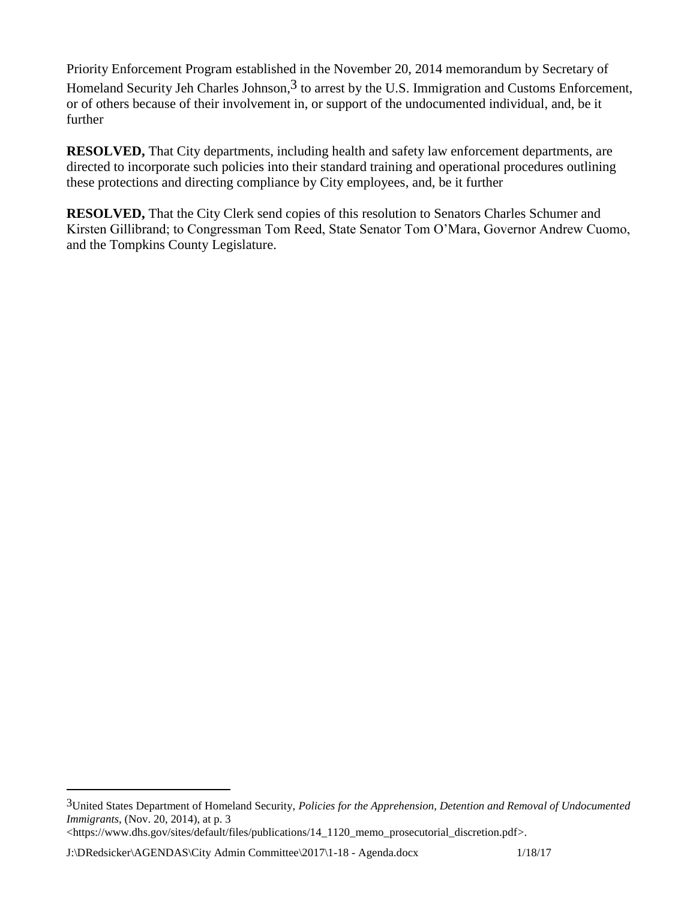Priority Enforcement Program established in the November 20, 2014 memorandum by Secretary of Homeland Security Jeh Charles Johnson,[3] to arrest by the U.S. Immigration and Customs Enforcement, or of others because of their involvement in, or support of the undocumented individual, and, be it further

**RESOLVED,** That City departments, including health and safety law enforcement departments, are directed to incorporate such policies into their standard training and operational procedures outlining these protections and directing compliance by City employees, and, be it further

**RESOLVED,** That the City Clerk send copies of this resolution to Senators Charles Schumer and Kirsten Gillibrand; to Congressman Tom Reed, State Senator Tom O'Mara, Governor Andrew Cuomo, and the Tompkins County Legislature.

---

[3] United States Department of Homeland Security, *Policies for the Apprehension, Detention and Removal of Undocumented Immigrants*, (Nov. 20, 2014), at p. 3 <https://www.dhs.gov/sites/default/files/publications/14_1120_memo_prosecutorial_discretion.pdf>.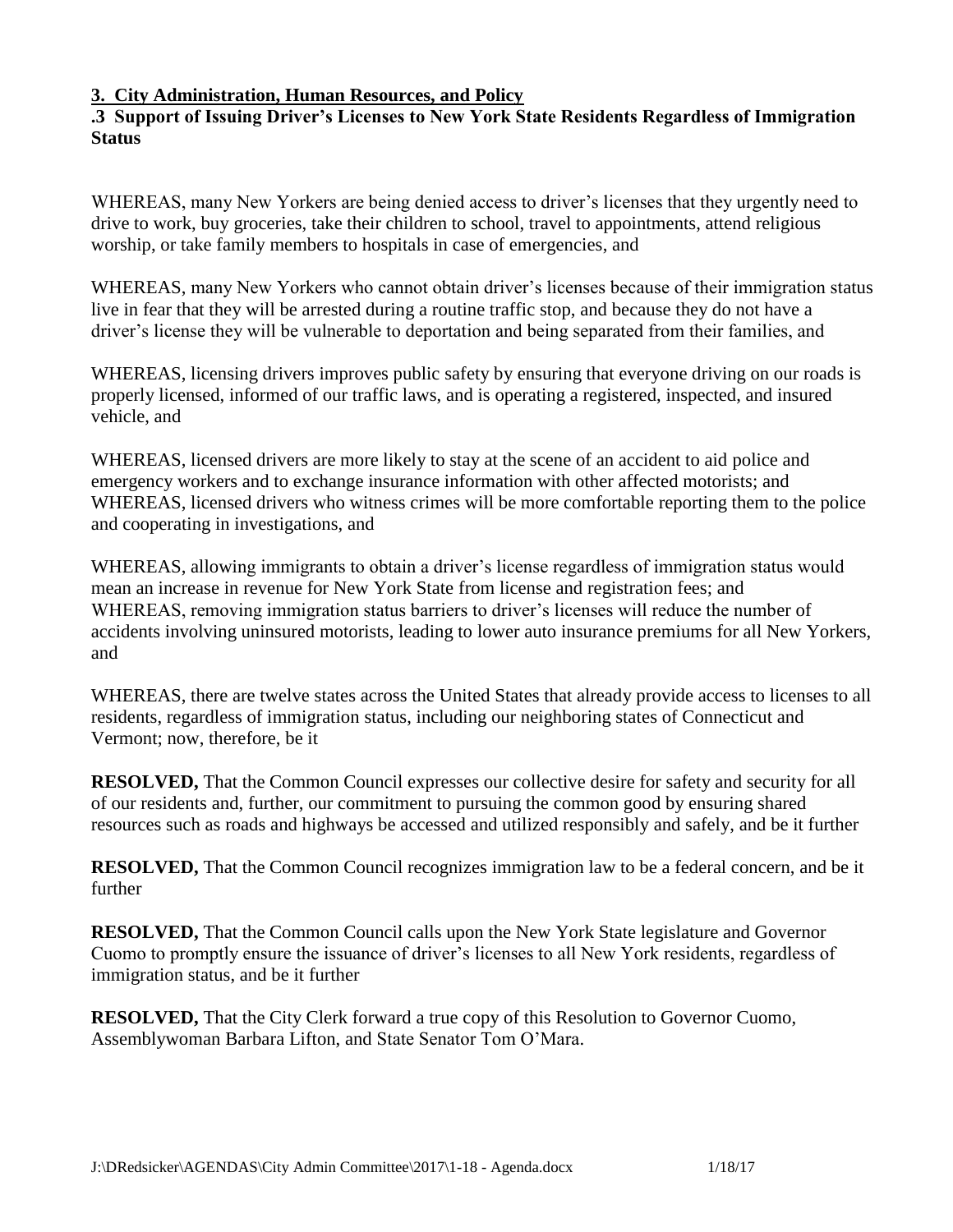**3. City Administration, Human Resources, and Policy**

**.3 Support of Issuing Driver's Licenses to New York State Residents Regardless of Immigration Status**

WHEREAS, many New Yorkers are being denied access to driver's licenses that they urgently need to drive to work, buy groceries, take their children to school, travel to appointments, attend religious worship, or take family members to hospitals in case of emergencies, and

WHEREAS, many New Yorkers who cannot obtain driver's licenses because of their immigration status live in fear that they will be arrested during a routine traffic stop, and because they do not have a driver's license they will be vulnerable to deportation and being separated from their families, and

WHEREAS, licensing drivers improves public safety by ensuring that everyone driving on our roads is properly licensed, informed of our traffic laws, and is operating a registered, inspected, and insured vehicle, and

WHEREAS, licensed drivers are more likely to stay at the scene of an accident to aid police and emergency workers and to exchange insurance information with other affected motorists; and WHEREAS, licensed drivers who witness crimes will be more comfortable reporting them to the police and cooperating in investigations, and

WHEREAS, allowing immigrants to obtain a driver's license regardless of immigration status would mean an increase in revenue for New York State from license and registration fees; and WHEREAS, removing immigration status barriers to driver's licenses will reduce the number of accidents involving uninsured motorists, leading to lower auto insurance premiums for all New Yorkers, and

WHEREAS, there are twelve states across the United States that already provide access to licenses to all residents, regardless of immigration status, including our neighboring states of Connecticut and Vermont; now, therefore, be it

**RESOLVED,** That the Common Council expresses our collective desire for safety and security for all of our residents and, further, our commitment to pursuing the common good by ensuring shared resources such as roads and highways be accessed and utilized responsibly and safely, and be it further

**RESOLVED,** That the Common Council recognizes immigration law to be a federal concern, and be it further

**RESOLVED,** That the Common Council calls upon the New York State legislature and Governor Cuomo to promptly ensure the issuance of driver's licenses to all New York residents, regardless of immigration status, and be it further

**RESOLVED,** That the City Clerk forward a true copy of this Resolution to Governor Cuomo, Assemblywoman Barbara Lifton, and State Senator Tom O'Mara.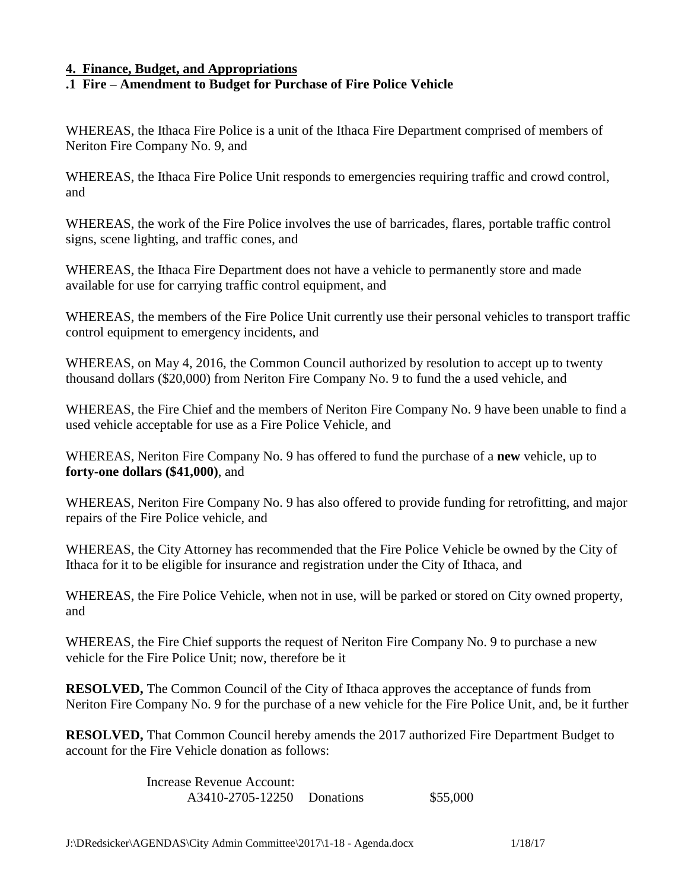## 4. Finance, Budget, and Appropriations

### .1 Fire – Amendment to Budget for Purchase of Fire Police Vehicle

WHEREAS, the Ithaca Fire Police is a unit of the Ithaca Fire Department comprised of members of Neriton Fire Company No. 9, and

WHEREAS, the Ithaca Fire Police Unit responds to emergencies requiring traffic and crowd control, and

WHEREAS, the work of the Fire Police involves the use of barricades, flares, portable traffic control signs, scene lighting, and traffic cones, and

WHEREAS, the Ithaca Fire Department does not have a vehicle to permanently store and made available for use for carrying traffic control equipment, and

WHEREAS, the members of the Fire Police Unit currently use their personal vehicles to transport traffic control equipment to emergency incidents, and

WHEREAS, on May 4, 2016, the Common Council authorized by resolution to accept up to twenty thousand dollars ($20,000) from Neriton Fire Company No. 9 to fund the a used vehicle, and

WHEREAS, the Fire Chief and the members of Neriton Fire Company No. 9 have been unable to find a used vehicle acceptable for use as a Fire Police Vehicle, and

WHEREAS, Neriton Fire Company No. 9 has offered to fund the purchase of a **new** vehicle, up to **forty-one dollars ($41,000)**, and

WHEREAS, Neriton Fire Company No. 9 has also offered to provide funding for retrofitting, and major repairs of the Fire Police vehicle, and

WHEREAS, the City Attorney has recommended that the Fire Police Vehicle be owned by the City of Ithaca for it to be eligible for insurance and registration under the City of Ithaca, and

WHEREAS, the Fire Police Vehicle, when not in use, will be parked or stored on City owned property, and

WHEREAS, the Fire Chief supports the request of Neriton Fire Company No. 9 to purchase a new vehicle for the Fire Police Unit; now, therefore be it

**RESOLVED,** The Common Council of the City of Ithaca approves the acceptance of funds from Neriton Fire Company No. 9 for the purchase of a new vehicle for the Fire Police Unit, and, be it further

**RESOLVED,** That Common Council hereby amends the 2017 authorized Fire Department Budget to account for the Fire Vehicle donation as follows:

Increase Revenue Account:

| | | |
|---|---|---|
| A3410-2705-12250 | Donations | $55,000 |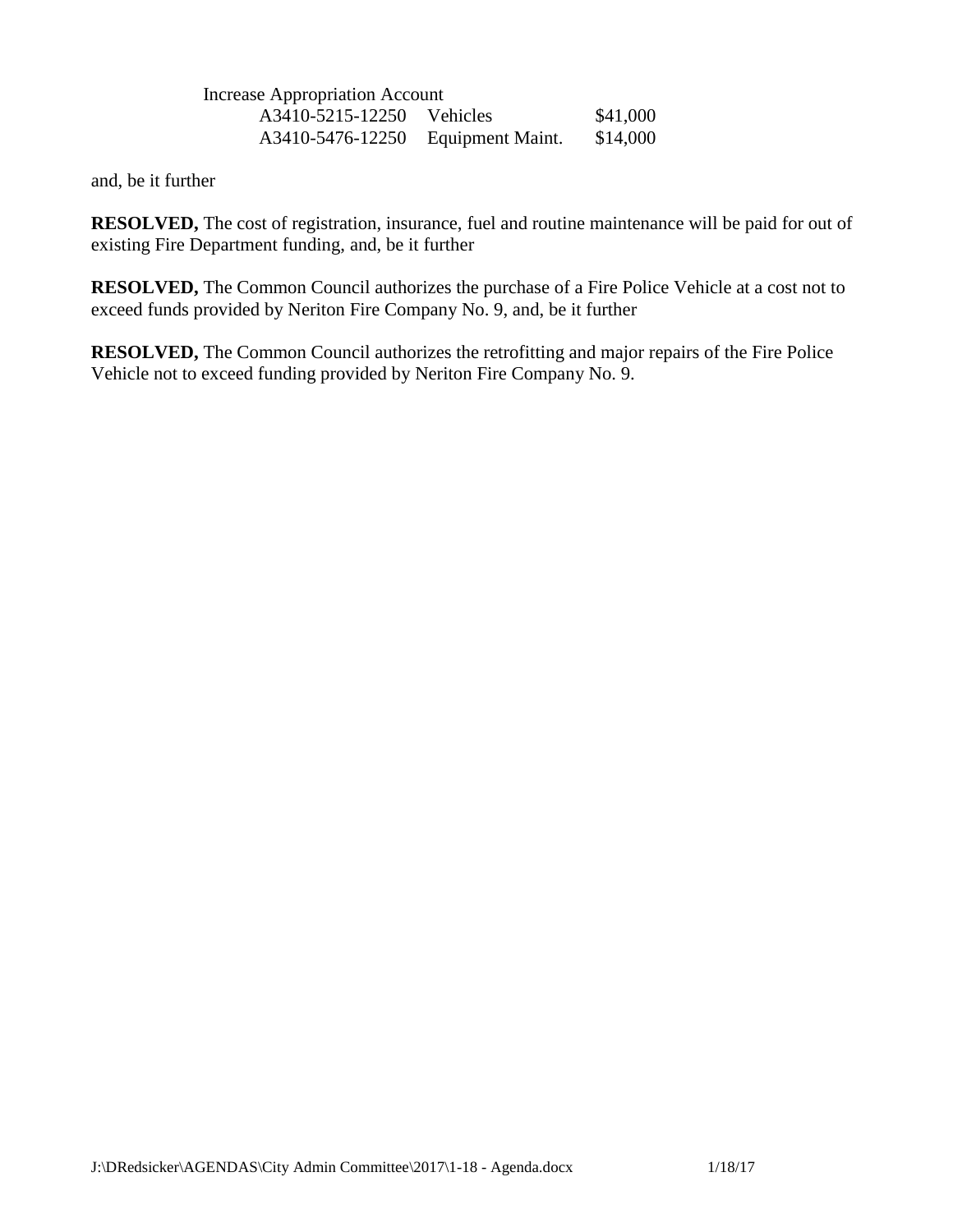Increase Appropriation Account

| | | |
|---|---|---|
| A3410-5215-12250 | Vehicles | $41,000 |
| A3410-5476-12250 | Equipment Maint. | $14,000 |

and, be it further

**RESOLVED,** The cost of registration, insurance, fuel and routine maintenance will be paid for out of existing Fire Department funding, and, be it further

**RESOLVED,** The Common Council authorizes the purchase of a Fire Police Vehicle at a cost not to exceed funds provided by Neriton Fire Company No. 9, and, be it further

**RESOLVED,** The Common Council authorizes the retrofitting and major repairs of the Fire Police Vehicle not to exceed funding provided by Neriton Fire Company No. 9.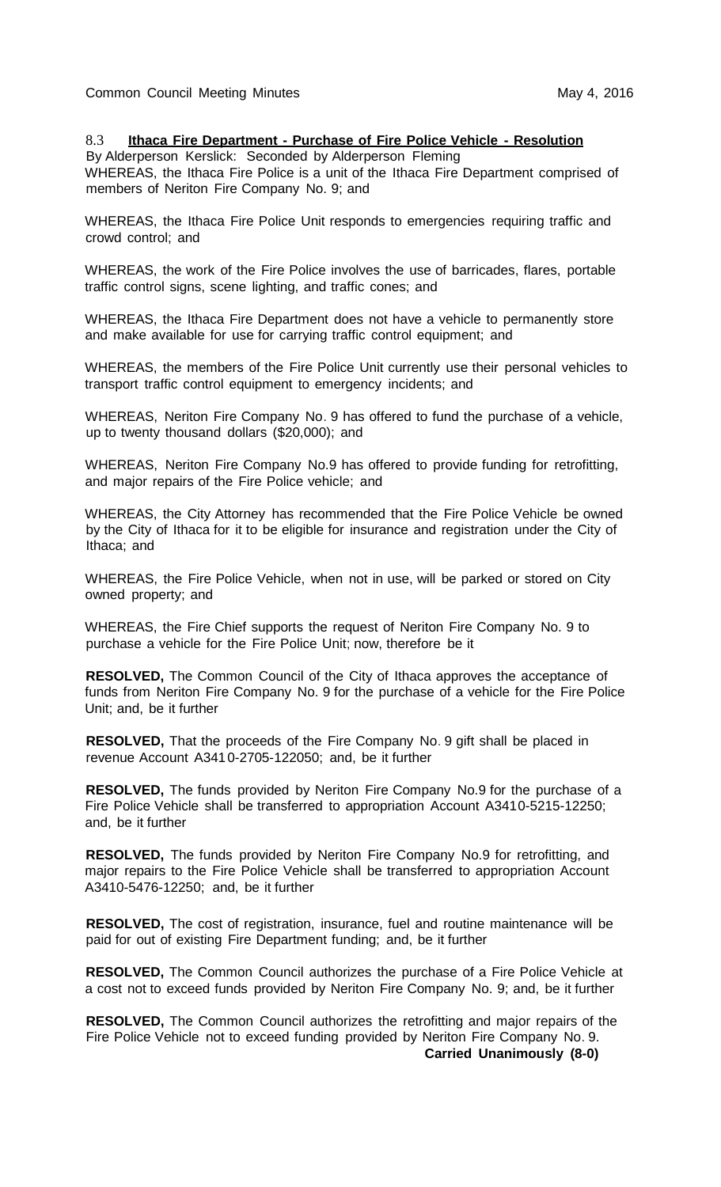8.3 **Ithaca Fire Department - Purchase of Fire Police Vehicle - Resolution**

By Alderperson Kerslick: Seconded by Alderperson Fleming

WHEREAS, the Ithaca Fire Police is a unit of the Ithaca Fire Department comprised of members of Neriton Fire Company No. 9; and

WHEREAS, the Ithaca Fire Police Unit responds to emergencies requiring traffic and crowd control; and

WHEREAS, the work of the Fire Police involves the use of barricades, flares, portable traffic control signs, scene lighting, and traffic cones; and

WHEREAS, the Ithaca Fire Department does not have a vehicle to permanently store and make available for use for carrying traffic control equipment; and

WHEREAS, the members of the Fire Police Unit currently use their personal vehicles to transport traffic control equipment to emergency incidents; and

WHEREAS, Neriton Fire Company No. 9 has offered to fund the purchase of a vehicle, up to twenty thousand dollars ($20,000); and

WHEREAS, Neriton Fire Company No.9 has offered to provide funding for retrofitting, and major repairs of the Fire Police vehicle; and

WHEREAS, the City Attorney has recommended that the Fire Police Vehicle be owned by the City of Ithaca for it to be eligible for insurance and registration under the City of Ithaca; and

WHEREAS, the Fire Police Vehicle, when not in use, will be parked or stored on City owned property; and

WHEREAS, the Fire Chief supports the request of Neriton Fire Company No. 9 to purchase a vehicle for the Fire Police Unit; now, therefore be it

**RESOLVED,** The Common Council of the City of Ithaca approves the acceptance of funds from Neriton Fire Company No. 9 for the purchase of a vehicle for the Fire Police Unit; and, be it further

**RESOLVED,** That the proceeds of the Fire Company No. 9 gift shall be placed in revenue Account A3410-2705-122050; and, be it further

**RESOLVED,** The funds provided by Neriton Fire Company No.9 for the purchase of a Fire Police Vehicle shall be transferred to appropriation Account A3410-5215-12250; and, be it further

**RESOLVED,** The funds provided by Neriton Fire Company No.9 for retrofitting, and major repairs to the Fire Police Vehicle shall be transferred to appropriation Account A3410-5476-12250; and, be it further

**RESOLVED,** The cost of registration, insurance, fuel and routine maintenance will be paid for out of existing Fire Department funding; and, be it further

**RESOLVED,** The Common Council authorizes the purchase of a Fire Police Vehicle at a cost not to exceed funds provided by Neriton Fire Company No. 9; and, be it further

**RESOLVED,** The Common Council authorizes the retrofitting and major repairs of the Fire Police Vehicle not to exceed funding provided by Neriton Fire Company No. 9.

**Carried Unanimously (8-0)**